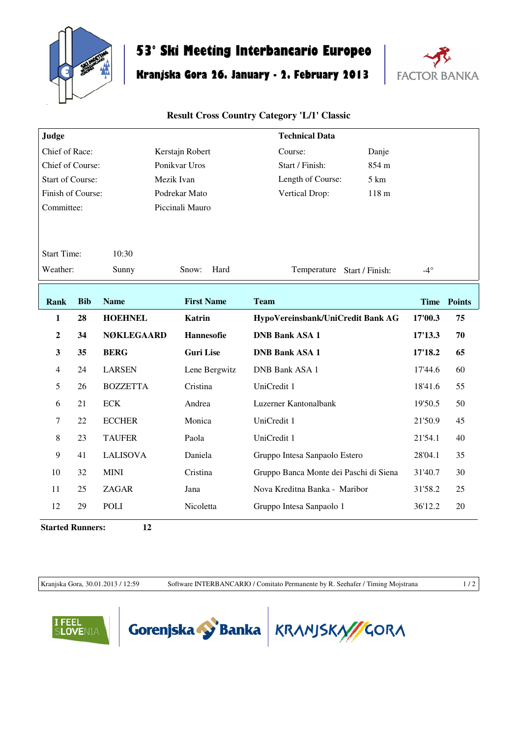# 53° Ski Meeting Interbancario Europeo

## Kranjska Gora 26. January - 2. February 2013

FACTOR BANKA

### Result Cross Country Category 'L/1' Classic

| Judge | | Technical Data | |
|---|---|---|---|
| Chief of Race: | Kerstajn Robert | Course: | Danje |
| Chief of Course: | Ponikvar Uros | Start / Finish: | 854 m |
| Start of Course: | Mezik Ivan | Length of Course: | 5 km |
| Finish of Course: | Podrekar Mato | Vertical Drop: | 118 m |
| Committee: | Piccinali Mauro | | |

Start Time: 10:30

Weather: Sunny    Snow: Hard    Temperature Start / Finish: -4°

| Rank | Bib | Name | First Name | Team | Time | Points |
|---|---|---|---|---|---|---|
| **1** | **28** | **HOEHNEL** | **Katrin** | **HypoVereinsbank/UniCredit Bank AG** | **17'00.3** | **75** |
| **2** | **34** | **NØKLEGAARD** | **Hannesofie** | **DNB Bank ASA 1** | **17'13.3** | **70** |
| **3** | **35** | **BERG** | **Guri Lise** | **DNB Bank ASA 1** | **17'18.2** | **65** |
| 4 | 24 | LARSEN | Lene Bergwitz | DNB Bank ASA 1 | 17'44.6 | 60 |
| 5 | 26 | BOZZETTA | Cristina | UniCredit 1 | 18'41.6 | 55 |
| 6 | 21 | ECK | Andrea | Luzerner Kantonalbank | 19'50.5 | 50 |
| 7 | 22 | ECCHER | Monica | UniCredit 1 | 21'50.9 | 45 |
| 8 | 23 | TAUFER | Paola | UniCredit 1 | 21'54.1 | 40 |
| 9 | 41 | LALISOVA | Daniela | Gruppo Intesa Sanpaolo Estero | 28'04.1 | 35 |
| 10 | 32 | MINI | Cristina | Gruppo Banca Monte dei Paschi di Siena | 31'40.7 | 30 |
| 11 | 25 | ZAGAR | Jana | Nova Kreditna Banka - Maribor | 31'58.2 | 25 |
| 12 | 29 | POLI | Nicoletta | Gruppo Intesa Sanpaolo 1 | 36'12.2 | 20 |

**Started Runners: 12**

Kranjska Gora, 30.01.2013 / 12:59    Software INTERBANCARIO / Comitato Permanente by R. Seehafer / Timing Mojstrana

I FEEL SLOVENIA    Gorenjska Banka    KRANJSKA GORA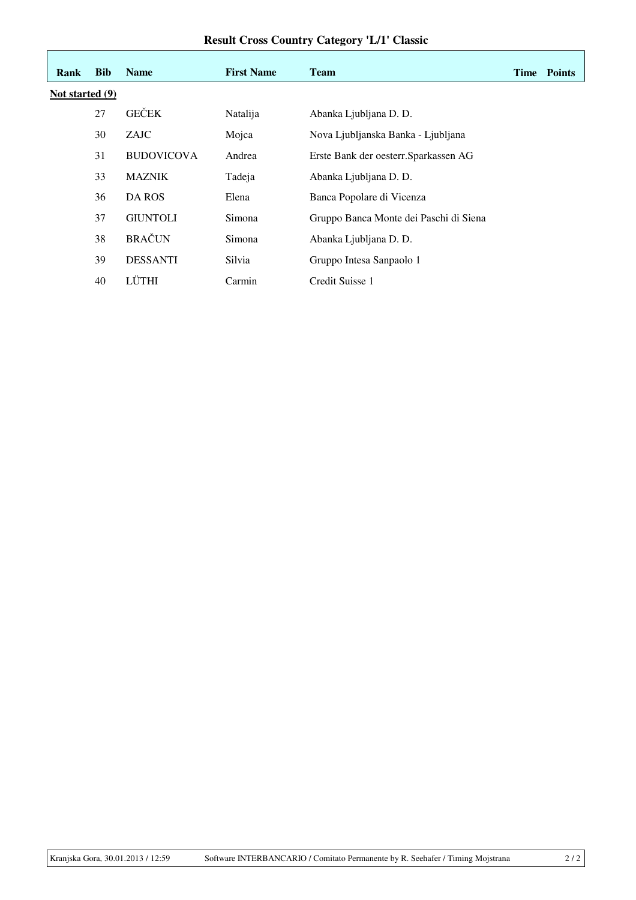# Result Cross Country Category 'L/1' Classic

| Rank | Bib | Name | First Name | Team | Time | Points |
| --- | --- | --- | --- | --- | --- | --- |
| **Not started (9)** | | | | | | |
| | 27 | GEČEK | Natalija | Abanka Ljubljana D. D. | | |
| | 30 | ZAJC | Mojca | Nova Ljubljanska Banka - Ljubljana | | |
| | 31 | BUDOVICOVA | Andrea | Erste Bank der oesterr.Sparkassen AG | | |
| | 33 | MAZNIK | Tadeja | Abanka Ljubljana D. D. | | |
| | 36 | DA ROS | Elena | Banca Popolare di Vicenza | | |
| | 37 | GIUNTOLI | Simona | Gruppo Banca Monte dei Paschi di Siena | | |
| | 38 | BRAČUN | Simona | Abanka Ljubljana D. D. | | |
| | 39 | DESSANTI | Silvia | Gruppo Intesa Sanpaolo 1 | | |
| | 40 | LÜTHI | Carmin | Credit Suisse 1 | | |

Kranjska Gora, 30.01.2013 / 12:59 Software INTERBANCARIO / Comitato Permanente by R. Seehafer / Timing Mojstrana